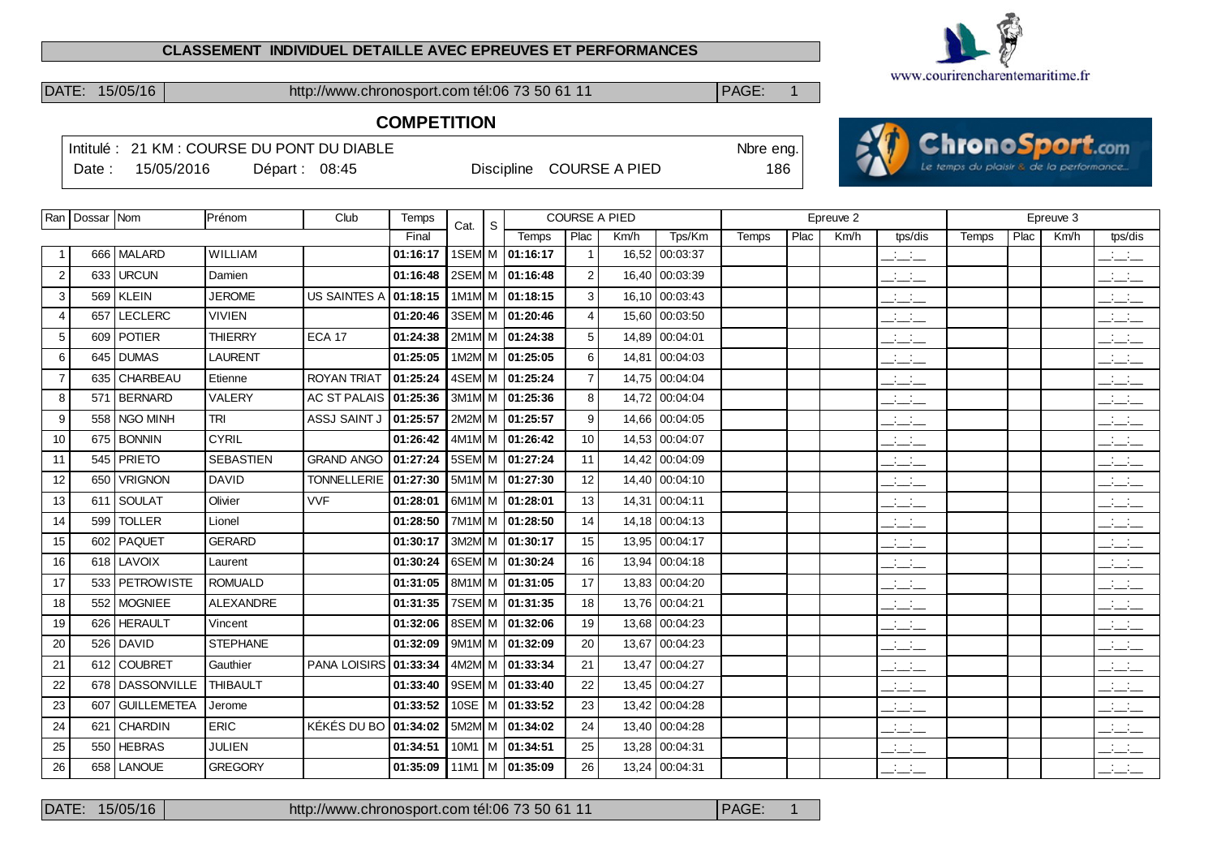**CLASSEMENT INDIVIDUEL DETAILLE AVEC EPREUVES ET PERFORMANCES**

DATE: 15/05/16 | http://www.chronosport.com tél:06 73 50 61 11 | PAGE: 1

## COMPETITION

Intitulé : 21 KM : COURSE DU PONT DU DIABLE | Nbre eng.
Date : 15/05/2016 Départ : 08:45 Discipline COURSE A PIED | 186

| Ran | Dossar | Nom | Prénom | Club | Temps | Cat. | S | COURSE A PIED | | | | Epreuve 2 | | | | Epreuve 3 | | | |
|---|---|---|---|---|---|---|---|---|---|---|---|---|---|---|---|---|---|---|---|
| | | | | | Final | | | Temps | Plac | Km/h | Tps/Km | Temps | Plac | Km/h | tps/dis | Temps | Plac | Km/h | tps/dis |
| 1 | 666 | MALARD | WILLIAM | | 01:16:17 | 1SEM | M | 01:16:17 | 1 | 16,52 | 00:03:37 | | | | __:__:__ | | | | __:__:__ |
| 2 | 633 | URCUN | Damien | | 01:16:48 | 2SEM | M | 01:16:48 | 2 | 16,40 | 00:03:39 | | | | __:__:__ | | | | __:__:__ |
| 3 | 569 | KLEIN | JEROME | US SAINTES A | 01:18:15 | 1M1M | M | 01:18:15 | 3 | 16,10 | 00:03:43 | | | | __:__:__ | | | | __:__:__ |
| 4 | 657 | LECLERC | VIVIEN | | 01:20:46 | 3SEM | M | 01:20:46 | 4 | 15,60 | 00:03:50 | | | | __:__:__ | | | | __:__:__ |
| 5 | 609 | POTIER | THIERRY | ECA 17 | 01:24:38 | 2M1M | M | 01:24:38 | 5 | 14,89 | 00:04:01 | | | | __:__:__ | | | | __:__:__ |
| 6 | 645 | DUMAS | LAURENT | | 01:25:05 | 1M2M | M | 01:25:05 | 6 | 14,81 | 00:04:03 | | | | __:__:__ | | | | __:__:__ |
| 7 | 635 | CHARBEAU | Etienne | ROYAN TRIAT | 01:25:24 | 4SEM | M | 01:25:24 | 7 | 14,75 | 00:04:04 | | | | __:__:__ | | | | __:__:__ |
| 8 | 571 | BERNARD | VALERY | AC ST PALAIS | 01:25:36 | 3M1M | M | 01:25:36 | 8 | 14,72 | 00:04:04 | | | | __:__:__ | | | | __:__:__ |
| 9 | 558 | NGO MINH | TRI | ASSJ SAINT J | 01:25:57 | 2M2M | M | 01:25:57 | 9 | 14,66 | 00:04:05 | | | | __:__:__ | | | | __:__:__ |
| 10 | 675 | BONNIN | CYRIL | | 01:26:42 | 4M1M | M | 01:26:42 | 10 | 14,53 | 00:04:07 | | | | __:__:__ | | | | __:__:__ |
| 11 | 545 | PRIETO | SEBASTIEN | GRAND ANGO | 01:27:24 | 5SEM | M | 01:27:24 | 11 | 14,42 | 00:04:09 | | | | __:__:__ | | | | __:__:__ |
| 12 | 650 | VRIGNON | DAVID | TONNELLERIE | 01:27:30 | 5M1M | M | 01:27:30 | 12 | 14,40 | 00:04:10 | | | | __:__:__ | | | | __:__:__ |
| 13 | 611 | SOULAT | Olivier | VVF | 01:28:01 | 6M1M | M | 01:28:01 | 13 | 14,31 | 00:04:11 | | | | __:__:__ | | | | __:__:__ |
| 14 | 599 | TOLLER | Lionel | | 01:28:50 | 7M1M | M | 01:28:50 | 14 | 14,18 | 00:04:13 | | | | __:__:__ | | | | __:__:__ |
| 15 | 602 | PAQUET | GERARD | | 01:30:17 | 3M2M | M | 01:30:17 | 15 | 13,95 | 00:04:17 | | | | __:__:__ | | | | __:__:__ |
| 16 | 618 | LAVOIX | Laurent | | 01:30:24 | 6SEM | M | 01:30:24 | 16 | 13,94 | 00:04:18 | | | | __:__:__ | | | | __:__:__ |
| 17 | 533 | PETROWISTE | ROMUALD | | 01:31:05 | 8M1M | M | 01:31:05 | 17 | 13,83 | 00:04:20 | | | | __:__:__ | | | | __:__:__ |
| 18 | 552 | MOGNIEE | ALEXANDRE | | 01:31:35 | 7SEM | M | 01:31:35 | 18 | 13,76 | 00:04:21 | | | | __:__:__ | | | | __:__:__ |
| 19 | 626 | HERAULT | Vincent | | 01:32:06 | 8SEM | M | 01:32:06 | 19 | 13,68 | 00:04:23 | | | | __:__:__ | | | | __:__:__ |
| 20 | 526 | DAVID | STEPHANE | | 01:32:09 | 9M1M | M | 01:32:09 | 20 | 13,67 | 00:04:23 | | | | __:__:__ | | | | __:__:__ |
| 21 | 612 | COUBRET | Gauthier | PANA LOISIRS | 01:33:34 | 4M2M | M | 01:33:34 | 21 | 13,47 | 00:04:27 | | | | __:__:__ | | | | __:__:__ |
| 22 | 678 | DASSONVILLE | THIBAULT | | 01:33:40 | 9SEM | M | 01:33:40 | 22 | 13,45 | 00:04:27 | | | | __:__:__ | | | | __:__:__ |
| 23 | 607 | GUILLEMETEA | Jerome | | 01:33:52 | 10SE | M | 01:33:52 | 23 | 13,42 | 00:04:28 | | | | __:__:__ | | | | __:__:__ |
| 24 | 621 | CHARDIN | ERIC | KÉKÉS DU BO | 01:34:02 | 5M2M | M | 01:34:02 | 24 | 13,40 | 00:04:28 | | | | __:__:__ | | | | __:__:__ |
| 25 | 550 | HEBRAS | JULIEN | | 01:34:51 | 10M1 | M | 01:34:51 | 25 | 13,28 | 00:04:31 | | | | __:__:__ | | | | __:__:__ |
| 26 | 658 | LANOUE | GREGORY | | 01:35:09 | 11M1 | M | 01:35:09 | 26 | 13,24 | 00:04:31 | | | | __:__:__ | | | | __:__:__ |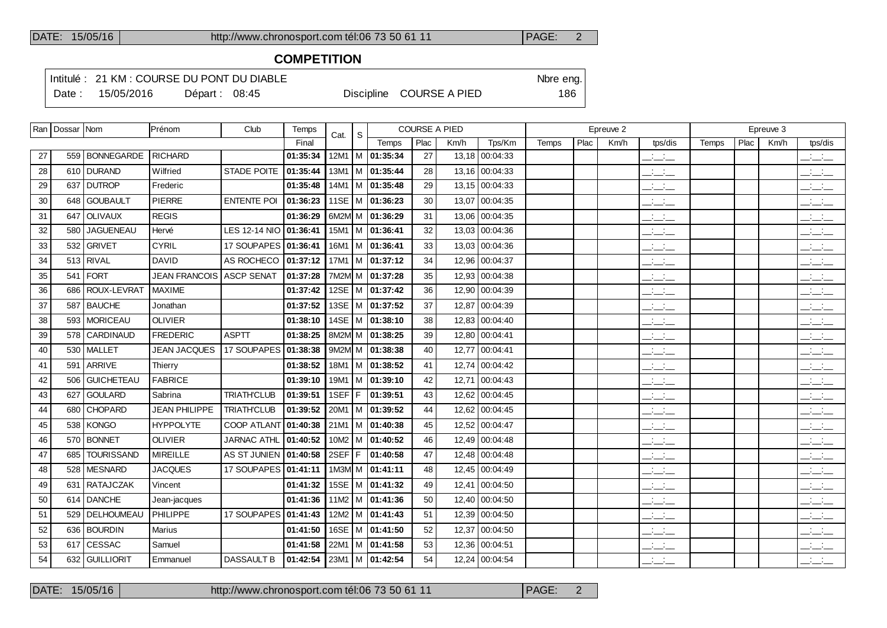## COMPETITION

Intitulé : 21 KM : COURSE DU PONT DU DIABLE — Nbre eng. 186

Date : 15/05/2016 — Départ : 08:45 — Discipline COURSE A PIED

| Ran | Dossar | Nom | Prénom | Club | Temps | Cat. | S | COURSE A PIED | | | | Epreuve 2 | | | | Epreuve 3 | | | |
|---|---|---|---|---|---|---|---|---|---|---|---|---|---|---|---|---|---|---|---|
| | | | | | Final | | | Temps | Plac | Km/h | Tps/Km | Temps | Plac | Km/h | tps/dis | Temps | Plac | Km/h | tps/dis |
| 27 | 559 | BONNEGARDE | RICHARD | | **01:35:34** | 12M1 | M | **01:35:34** | 27 | 13,18 | 00:04:33 | | | | __:__:__ | | | | __:__:__ |
| 28 | 610 | DURAND | Wilfried | STADE POITE | **01:35:44** | 13M1 | M | **01:35:44** | 28 | 13,16 | 00:04:33 | | | | __:__:__ | | | | __:__:__ |
| 29 | 637 | DUTROP | Frederic | | **01:35:48** | 14M1 | M | **01:35:48** | 29 | 13,15 | 00:04:33 | | | | __:__:__ | | | | __:__:__ |
| 30 | 648 | GOUBAULT | PIERRE | ENTENTE POI | **01:36:23** | 11SE | M | **01:36:23** | 30 | 13,07 | 00:04:35 | | | | __:__:__ | | | | __:__:__ |
| 31 | 647 | OLIVAUX | REGIS | | **01:36:29** | 6M2M | M | **01:36:29** | 31 | 13,06 | 00:04:35 | | | | __:__:__ | | | | __:__:__ |
| 32 | 580 | JAGUENEAU | Hervé | LES 12-14 NIO | **01:36:41** | 15M1 | M | **01:36:41** | 32 | 13,03 | 00:04:36 | | | | __:__:__ | | | | __:__:__ |
| 33 | 532 | GRIVET | CYRIL | 17 SOUPAPES | **01:36:41** | 16M1 | M | **01:36:41** | 33 | 13,03 | 00:04:36 | | | | __:__:__ | | | | __:__:__ |
| 34 | 513 | RIVAL | DAVID | AS ROCHECO | **01:37:12** | 17M1 | M | **01:37:12** | 34 | 12,96 | 00:04:37 | | | | __:__:__ | | | | __:__:__ |
| 35 | 541 | FORT | JEAN FRANCOIS | ASCP SENAT | **01:37:28** | 7M2M | M | **01:37:28** | 35 | 12,93 | 00:04:38 | | | | __:__:__ | | | | __:__:__ |
| 36 | 686 | ROUX-LEVRAT | MAXIME | | **01:37:42** | 12SE | M | **01:37:42** | 36 | 12,90 | 00:04:39 | | | | __:__:__ | | | | __:__:__ |
| 37 | 587 | BAUCHE | Jonathan | | **01:37:52** | 13SE | M | **01:37:52** | 37 | 12,87 | 00:04:39 | | | | __:__:__ | | | | __:__:__ |
| 38 | 593 | MORICEAU | OLIVIER | | **01:38:10** | 14SE | M | **01:38:10** | 38 | 12,83 | 00:04:40 | | | | __:__:__ | | | | __:__:__ |
| 39 | 578 | CARDINAUD | FREDERIC | ASPTT | **01:38:25** | 8M2M | M | **01:38:25** | 39 | 12,80 | 00:04:41 | | | | __:__:__ | | | | __:__:__ |
| 40 | 530 | MALLET | JEAN JACQUES | 17 SOUPAPES | **01:38:38** | 9M2M | M | **01:38:38** | 40 | 12,77 | 00:04:41 | | | | __:__:__ | | | | __:__:__ |
| 41 | 591 | ARRIVE | Thierry | | **01:38:52** | 18M1 | M | **01:38:52** | 41 | 12,74 | 00:04:42 | | | | __:__:__ | | | | __:__:__ |
| 42 | 506 | GUICHETEAU | FABRICE | | **01:39:10** | 19M1 | M | **01:39:10** | 42 | 12,71 | 00:04:43 | | | | __:__:__ | | | | __:__:__ |
| 43 | 627 | GOULARD | Sabrina | TRIATH'CLUB | **01:39:51** | 1SEF | F | **01:39:51** | 43 | 12,62 | 00:04:45 | | | | __:__:__ | | | | __:__:__ |
| 44 | 680 | CHOPARD | JEAN PHILIPPE | TRIATH'CLUB | **01:39:52** | 20M1 | M | **01:39:52** | 44 | 12,62 | 00:04:45 | | | | __:__:__ | | | | __:__:__ |
| 45 | 538 | KONGO | HYPPOLYTE | COOP ATLANT | **01:40:38** | 21M1 | M | **01:40:38** | 45 | 12,52 | 00:04:47 | | | | __:__:__ | | | | __:__:__ |
| 46 | 570 | BONNET | OLIVIER | JARNAC ATHL | **01:40:52** | 10M2 | M | **01:40:52** | 46 | 12,49 | 00:04:48 | | | | __:__:__ | | | | __:__:__ |
| 47 | 685 | TOURISSAND | MIREILLE | AS ST JUNIEN | **01:40:58** | 2SEF | F | **01:40:58** | 47 | 12,48 | 00:04:48 | | | | __:__:__ | | | | __:__:__ |
| 48 | 528 | MESNARD | JACQUES | 17 SOUPAPES | **01:41:11** | 1M3M | M | **01:41:11** | 48 | 12,45 | 00:04:49 | | | | __:__:__ | | | | __:__:__ |
| 49 | 631 | RATAJCZAK | Vincent | | **01:41:32** | 15SE | M | **01:41:32** | 49 | 12,41 | 00:04:50 | | | | __:__:__ | | | | __:__:__ |
| 50 | 614 | DANCHE | Jean-jacques | | **01:41:36** | 11M2 | M | **01:41:36** | 50 | 12,40 | 00:04:50 | | | | __:__:__ | | | | __:__:__ |
| 51 | 529 | DELHOUMEAU | PHILIPPE | 17 SOUPAPES | **01:41:43** | 12M2 | M | **01:41:43** | 51 | 12,39 | 00:04:50 | | | | __:__:__ | | | | __:__:__ |
| 52 | 636 | BOURDIN | Marius | | **01:41:50** | 16SE | M | **01:41:50** | 52 | 12,37 | 00:04:50 | | | | __:__:__ | | | | __:__:__ |
| 53 | 617 | CESSAC | Samuel | | **01:41:58** | 22M1 | M | **01:41:58** | 53 | 12,36 | 00:04:51 | | | | __:__:__ | | | | __:__:__ |
| 54 | 632 | GUILLIORIT | Emmanuel | DASSAULT B | **01:42:54** | 23M1 | M | **01:42:54** | 54 | 12,24 | 00:04:54 | | | | __:__:__ | | | | __:__:__ |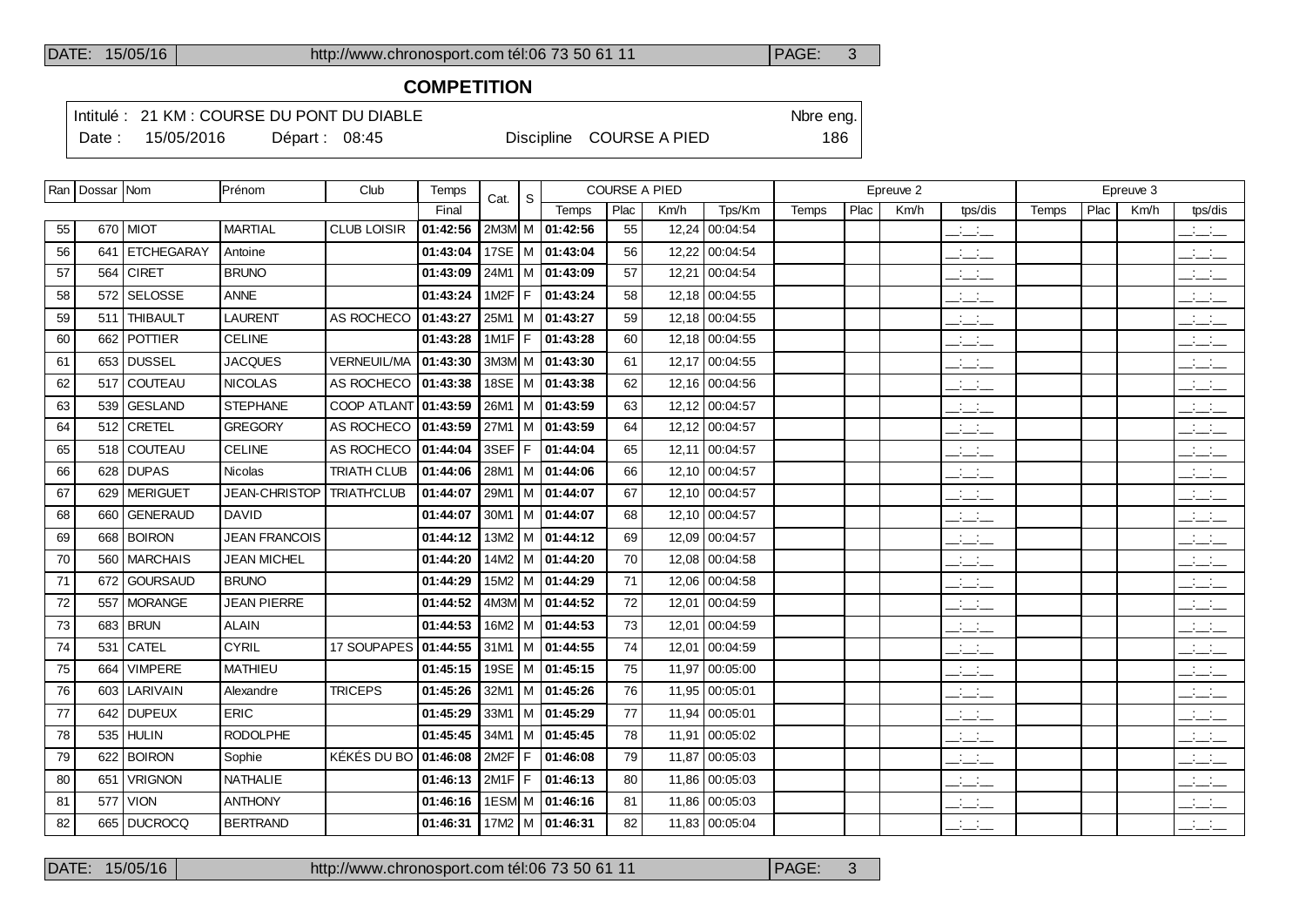## COMPETITION

| Intitulé : 21 KM : COURSE DU PONT DU DIABLE | | | Nbre eng. |
|---|---|---|---|
| Date : 15/05/2016 | Départ : 08:45 | Discipline COURSE A PIED | 186 |

| Ran | Dossar | Nom | Prénom | Club | Temps | Cat. | S | COURSE A PIED | | | | Epreuve 2 | | | | Epreuve 3 | | | |
|---|---|---|---|---|---|---|---|---|---|---|---|---|---|---|---|---|---|---|---|
| | | | | | Final | | | Temps | Plac | Km/h | Tps/Km | Temps | Plac | Km/h | tps/dis | Temps | Plac | Km/h | tps/dis |
| 55 | 670 | MIOT | MARTIAL | CLUB LOISIR | **01:42:56** | 2M3M | M | **01:42:56** | 55 | 12,24 | 00:04:54 | | | | __:__:__ | | | | __:__:__ |
| 56 | 641 | ETCHEGARAY | Antoine | | **01:43:04** | 17SE | M | **01:43:04** | 56 | 12,22 | 00:04:54 | | | | __:__:__ | | | | __:__:__ |
| 57 | 564 | CIRET | BRUNO | | **01:43:09** | 24M1 | M | **01:43:09** | 57 | 12,21 | 00:04:54 | | | | __:__:__ | | | | __:__:__ |
| 58 | 572 | SELOSSE | ANNE | | **01:43:24** | 1M2F | F | **01:43:24** | 58 | 12,18 | 00:04:55 | | | | __:__:__ | | | | __:__:__ |
| 59 | 511 | THIBAULT | LAURENT | AS ROCHECO | **01:43:27** | 25M1 | M | **01:43:27** | 59 | 12,18 | 00:04:55 | | | | __:__:__ | | | | __:__:__ |
| 60 | 662 | POTTIER | CELINE | | **01:43:28** | 1M1F | F | **01:43:28** | 60 | 12,18 | 00:04:55 | | | | __:__:__ | | | | __:__:__ |
| 61 | 653 | DUSSEL | JACQUES | VERNEUIL/MA | **01:43:30** | 3M3M | M | **01:43:30** | 61 | 12,17 | 00:04:55 | | | | __:__:__ | | | | __:__:__ |
| 62 | 517 | COUTEAU | NICOLAS | AS ROCHECO | **01:43:38** | 18SE | M | **01:43:38** | 62 | 12,16 | 00:04:56 | | | | __:__:__ | | | | __:__:__ |
| 63 | 539 | GESLAND | STEPHANE | COOP ATLANT | **01:43:59** | 26M1 | M | **01:43:59** | 63 | 12,12 | 00:04:57 | | | | __:__:__ | | | | __:__:__ |
| 64 | 512 | CRETEL | GREGORY | AS ROCHECO | **01:43:59** | 27M1 | M | **01:43:59** | 64 | 12,12 | 00:04:57 | | | | __:__:__ | | | | __:__:__ |
| 65 | 518 | COUTEAU | CELINE | AS ROCHECO | **01:44:04** | 3SEF | F | **01:44:04** | 65 | 12,11 | 00:04:57 | | | | __:__:__ | | | | __:__:__ |
| 66 | 628 | DUPAS | Nicolas | TRIATH CLUB | **01:44:06** | 28M1 | M | **01:44:06** | 66 | 12,10 | 00:04:57 | | | | __:__:__ | | | | __:__:__ |
| 67 | 629 | MERIGUET | JEAN-CHRISTOP | TRIATH'CLUB | **01:44:07** | 29M1 | M | **01:44:07** | 67 | 12,10 | 00:04:57 | | | | __:__:__ | | | | __:__:__ |
| 68 | 660 | GENERAUD | DAVID | | **01:44:07** | 30M1 | M | **01:44:07** | 68 | 12,10 | 00:04:57 | | | | __:__:__ | | | | __:__:__ |
| 69 | 668 | BOIRON | JEAN FRANCOIS | | **01:44:12** | 13M2 | M | **01:44:12** | 69 | 12,09 | 00:04:57 | | | | __:__:__ | | | | __:__:__ |
| 70 | 560 | MARCHAIS | JEAN MICHEL | | **01:44:20** | 14M2 | M | **01:44:20** | 70 | 12,08 | 00:04:58 | | | | __:__:__ | | | | __:__:__ |
| 71 | 672 | GOURSAUD | BRUNO | | **01:44:29** | 15M2 | M | **01:44:29** | 71 | 12,06 | 00:04:58 | | | | __:__:__ | | | | __:__:__ |
| 72 | 557 | MORANGE | JEAN PIERRE | | **01:44:52** | 4M3M | M | **01:44:52** | 72 | 12,01 | 00:04:59 | | | | __:__:__ | | | | __:__:__ |
| 73 | 683 | BRUN | ALAIN | | **01:44:53** | 16M2 | M | **01:44:53** | 73 | 12,01 | 00:04:59 | | | | __:__:__ | | | | __:__:__ |
| 74 | 531 | CATEL | CYRIL | 17 SOUPAPES | **01:44:55** | 31M1 | M | **01:44:55** | 74 | 12,01 | 00:04:59 | | | | __:__:__ | | | | __:__:__ |
| 75 | 664 | VIMPERE | MATHIEU | | **01:45:15** | 19SE | M | **01:45:15** | 75 | 11,97 | 00:05:00 | | | | __:__:__ | | | | __:__:__ |
| 76 | 603 | LARIVAIN | Alexandre | TRICEPS | **01:45:26** | 32M1 | M | **01:45:26** | 76 | 11,95 | 00:05:01 | | | | __:__:__ | | | | __:__:__ |
| 77 | 642 | DUPEUX | ERIC | | **01:45:29** | 33M1 | M | **01:45:29** | 77 | 11,94 | 00:05:01 | | | | __:__:__ | | | | __:__:__ |
| 78 | 535 | HULIN | RODOLPHE | | **01:45:45** | 34M1 | M | **01:45:45** | 78 | 11,91 | 00:05:02 | | | | __:__:__ | | | | __:__:__ |
| 79 | 622 | BOIRON | Sophie | KÉKÉS DU BO | **01:46:08** | 2M2F | F | **01:46:08** | 79 | 11,87 | 00:05:03 | | | | __:__:__ | | | | __:__:__ |
| 80 | 651 | VRIGNON | NATHALIE | | **01:46:13** | 2M1F | F | **01:46:13** | 80 | 11,86 | 00:05:03 | | | | __:__:__ | | | | __:__:__ |
| 81 | 577 | VION | ANTHONY | | **01:46:16** | 1ESM | M | **01:46:16** | 81 | 11,86 | 00:05:03 | | | | __:__:__ | | | | __:__:__ |
| 82 | 665 | DUCROCQ | BERTRAND | | **01:46:31** | 17M2 | M | **01:46:31** | 82 | 11,83 | 00:05:04 | | | | __:__:__ | | | | __:__:__ |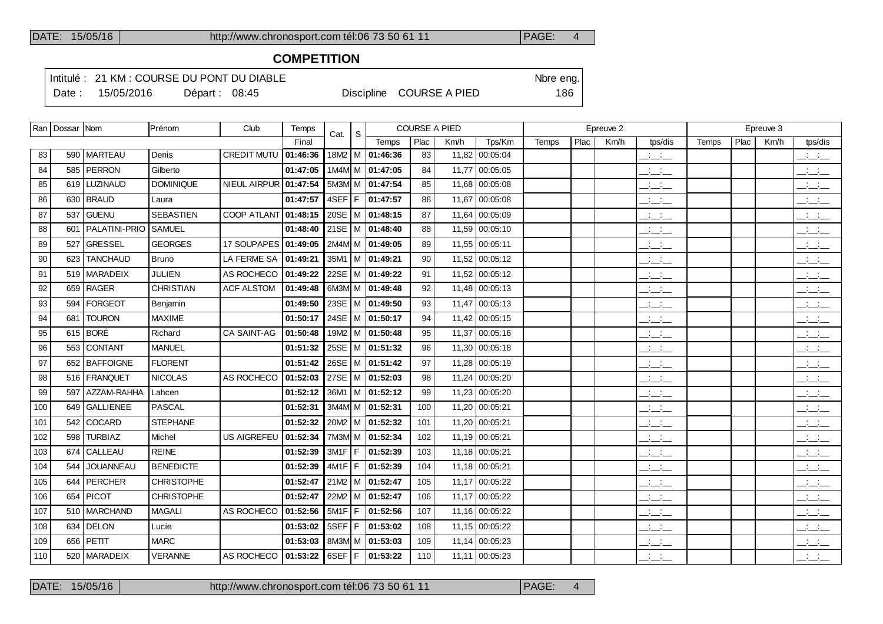## COMPETITION

Intitulé : 21 KM : COURSE DU PONT DU DIABLE — Nbre eng. 186

Date : 15/05/2016 — Départ : 08:45 — Discipline COURSE A PIED

| Ran | Dossar | Nom | Prénom | Club | Temps | Cat. | S | COURSE A PIED | | | | Epreuve 2 | | | | Epreuve 3 | | | |
|---|---|---|---|---|---|---|---|---|---|---|---|---|---|---|---|---|---|---|---|
| | | | | | Final | | | Temps | Plac | Km/h | Tps/Km | Temps | Plac | Km/h | tps/dis | Temps | Plac | Km/h | tps/dis |
| 83 | 590 | MARTEAU | Denis | CREDIT MUTU | 01:46:36 | 18M2 | M | 01:46:36 | 83 | 11,82 | 00:05:04 | | | | __:__:__ | | | | __:__:__ |
| 84 | 585 | PERRON | Gilberto | | 01:47:05 | 1M4M | M | 01:47:05 | 84 | 11,77 | 00:05:05 | | | | __:__:__ | | | | __:__:__ |
| 85 | 619 | LUZINAUD | DOMINIQUE | NIEUL AIRPUR | 01:47:54 | 5M3M | M | 01:47:54 | 85 | 11,68 | 00:05:08 | | | | __:__:__ | | | | __:__:__ |
| 86 | 630 | BRAUD | Laura | | 01:47:57 | 4SEF | F | 01:47:57 | 86 | 11,67 | 00:05:08 | | | | __:__:__ | | | | __:__:__ |
| 87 | 537 | GUENU | SEBASTIEN | COOP ATLANT | 01:48:15 | 20SE | M | 01:48:15 | 87 | 11,64 | 00:05:09 | | | | __:__:__ | | | | __:__:__ |
| 88 | 601 | PALATINI-PRIO | SAMUEL | | 01:48:40 | 21SE | M | 01:48:40 | 88 | 11,59 | 00:05:10 | | | | __:__:__ | | | | __:__:__ |
| 89 | 527 | GRESSEL | GEORGES | 17 SOUPAPES | 01:49:05 | 2M4M | M | 01:49:05 | 89 | 11,55 | 00:05:11 | | | | __:__:__ | | | | __:__:__ |
| 90 | 623 | TANCHAUD | Bruno | LA FERME SA | 01:49:21 | 35M1 | M | 01:49:21 | 90 | 11,52 | 00:05:12 | | | | __:__:__ | | | | __:__:__ |
| 91 | 519 | MARADEIX | JULIEN | AS ROCHECO | 01:49:22 | 22SE | M | 01:49:22 | 91 | 11,52 | 00:05:12 | | | | __:__:__ | | | | __:__:__ |
| 92 | 659 | RAGER | CHRISTIAN | ACF ALSTOM | 01:49:48 | 6M3M | M | 01:49:48 | 92 | 11,48 | 00:05:13 | | | | __:__:__ | | | | __:__:__ |
| 93 | 594 | FORGEOT | Benjamin | | 01:49:50 | 23SE | M | 01:49:50 | 93 | 11,47 | 00:05:13 | | | | __:__:__ | | | | __:__:__ |
| 94 | 681 | TOURON | MAXIME | | 01:50:17 | 24SE | M | 01:50:17 | 94 | 11,42 | 00:05:15 | | | | __:__:__ | | | | __:__:__ |
| 95 | 615 | BORÉ | Richard | CA SAINT-AG | 01:50:48 | 19M2 | M | 01:50:48 | 95 | 11,37 | 00:05:16 | | | | __:__:__ | | | | __:__:__ |
| 96 | 553 | CONTANT | MANUEL | | 01:51:32 | 25SE | M | 01:51:32 | 96 | 11,30 | 00:05:18 | | | | __:__:__ | | | | __:__:__ |
| 97 | 652 | BAFFOIGNE | FLORENT | | 01:51:42 | 26SE | M | 01:51:42 | 97 | 11,28 | 00:05:19 | | | | __:__:__ | | | | __:__:__ |
| 98 | 516 | FRANQUET | NICOLAS | AS ROCHECO | 01:52:03 | 27SE | M | 01:52:03 | 98 | 11,24 | 00:05:20 | | | | __:__:__ | | | | __:__:__ |
| 99 | 597 | AZZAM-RAHHA | Lahcen | | 01:52:12 | 36M1 | M | 01:52:12 | 99 | 11,23 | 00:05:20 | | | | __:__:__ | | | | __:__:__ |
| 100 | 649 | GALLIENEE | PASCAL | | 01:52:31 | 3M4M | M | 01:52:31 | 100 | 11,20 | 00:05:21 | | | | __:__:__ | | | | __:__:__ |
| 101 | 542 | COCARD | STEPHANE | | 01:52:32 | 20M2 | M | 01:52:32 | 101 | 11,20 | 00:05:21 | | | | __:__:__ | | | | __:__:__ |
| 102 | 598 | TURBIAZ | Michel | US AIGREFEU | 01:52:34 | 7M3M | M | 01:52:34 | 102 | 11,19 | 00:05:21 | | | | __:__:__ | | | | __:__:__ |
| 103 | 674 | CALLEAU | REINE | | 01:52:39 | 3M1F | F | 01:52:39 | 103 | 11,18 | 00:05:21 | | | | __:__:__ | | | | __:__:__ |
| 104 | 544 | JOUANNEAU | BENEDICTE | | 01:52:39 | 4M1F | F | 01:52:39 | 104 | 11,18 | 00:05:21 | | | | __:__:__ | | | | __:__:__ |
| 105 | 644 | PERCHER | CHRISTOPHE | | 01:52:47 | 21M2 | M | 01:52:47 | 105 | 11,17 | 00:05:22 | | | | __:__:__ | | | | __:__:__ |
| 106 | 654 | PICOT | CHRISTOPHE | | 01:52:47 | 22M2 | M | 01:52:47 | 106 | 11,17 | 00:05:22 | | | | __:__:__ | | | | __:__:__ |
| 107 | 510 | MARCHAND | MAGALI | AS ROCHECO | 01:52:56 | 5M1F | F | 01:52:56 | 107 | 11,16 | 00:05:22 | | | | __:__:__ | | | | __:__:__ |
| 108 | 634 | DELON | Lucie | | 01:53:02 | 5SEF | F | 01:53:02 | 108 | 11,15 | 00:05:22 | | | | __:__:__ | | | | __:__:__ |
| 109 | 656 | PETIT | MARC | | 01:53:03 | 8M3M | M | 01:53:03 | 109 | 11,14 | 00:05:23 | | | | __:__:__ | | | | __:__:__ |
| 110 | 520 | MARADEIX | VERANNE | AS ROCHECO | 01:53:22 | 6SEF | F | 01:53:22 | 110 | 11,11 | 00:05:23 | | | | __:__:__ | | | | __:__:__ |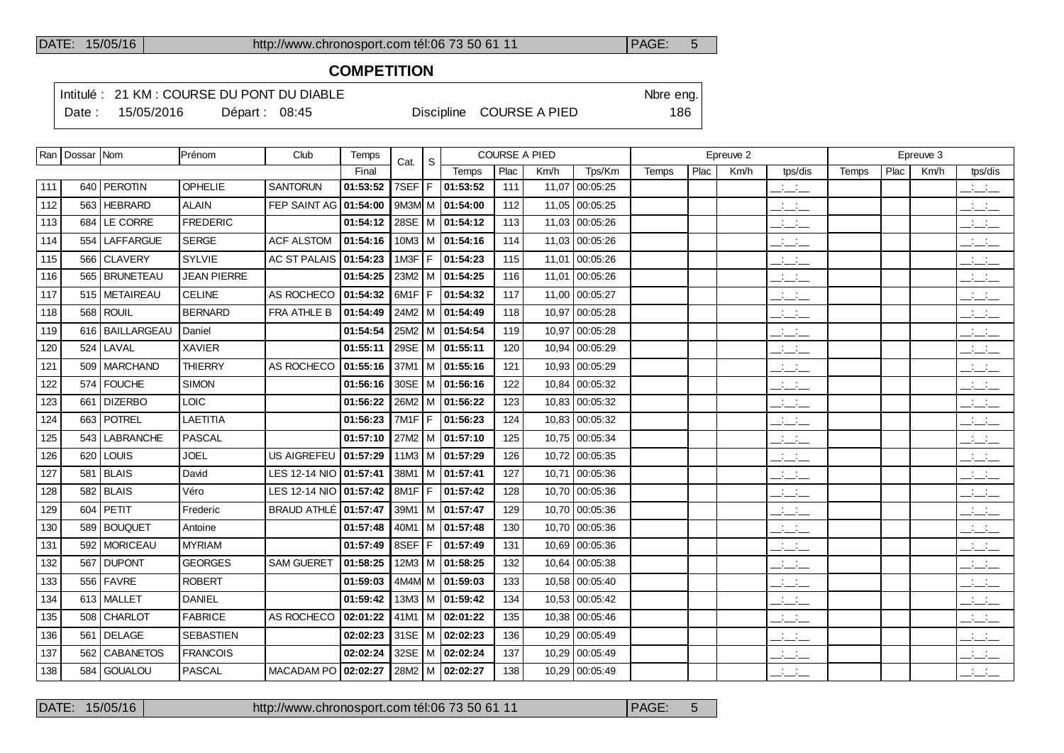## COMPETITION

Intitulé : 21 KM : COURSE DU PONT DU DIABLE

Nbre eng. 186

Date : 15/05/2016 Départ : 08:45 Discipline COURSE A PIED

| Ran | Dossar | Nom | Prénom | Club | Temps | Cat. | S | COURSE A PIED | | | | Epreuve 2 | | | | Epreuve 3 | | | |
|---|---|---|---|---|---|---|---|---|---|---|---|---|---|---|---|---|---|---|---|
| | | | | | Final | | | Temps | Plac | Km/h | Tps/Km | Temps | Plac | Km/h | tps/dis | Temps | Plac | Km/h | tps/dis |
| 111 | 640 | PEROTIN | OPHELIE | SANTORUN | 01:53:52 | 7SEF | F | 01:53:52 | 111 | 11,07 | 00:05:25 | | | | __:__:__ | | | | __:__:__ |
| 112 | 563 | HEBRARD | ALAIN | FEP SAINT AG | 01:54:00 | 9M3M | M | 01:54:00 | 112 | 11,05 | 00:05:25 | | | | __:__:__ | | | | __:__:__ |
| 113 | 684 | LE CORRE | FREDERIC | | 01:54:12 | 28SE | M | 01:54:12 | 113 | 11,03 | 00:05:26 | | | | __:__:__ | | | | __:__:__ |
| 114 | 554 | LAFFARGUE | SERGE | ACF ALSTOM | 01:54:16 | 10M3 | M | 01:54:16 | 114 | 11,03 | 00:05:26 | | | | __:__:__ | | | | __:__:__ |
| 115 | 566 | CLAVERY | SYLVIE | AC ST PALAIS | 01:54:23 | 1M3F | F | 01:54:23 | 115 | 11,01 | 00:05:26 | | | | __:__:__ | | | | __:__:__ |
| 116 | 565 | BRUNETEAU | JEAN PIERRE | | 01:54:25 | 23M2 | M | 01:54:25 | 116 | 11,01 | 00:05:26 | | | | __:__:__ | | | | __:__:__ |
| 117 | 515 | METAIREAU | CELINE | AS ROCHECO | 01:54:32 | 6M1F | F | 01:54:32 | 117 | 11,00 | 00:05:27 | | | | __:__:__ | | | | __:__:__ |
| 118 | 568 | ROUIL | BERNARD | FRA ATHLE B | 01:54:49 | 24M2 | M | 01:54:49 | 118 | 10,97 | 00:05:28 | | | | __:__:__ | | | | __:__:__ |
| 119 | 616 | BAILLARGEAU | Daniel | | 01:54:54 | 25M2 | M | 01:54:54 | 119 | 10,97 | 00:05:28 | | | | __:__:__ | | | | __:__:__ |
| 120 | 524 | LAVAL | XAVIER | | 01:55:11 | 29SE | M | 01:55:11 | 120 | 10,94 | 00:05:29 | | | | __:__:__ | | | | __:__:__ |
| 121 | 509 | MARCHAND | THIERRY | AS ROCHECO | 01:55:16 | 37M1 | M | 01:55:16 | 121 | 10,93 | 00:05:29 | | | | __:__:__ | | | | __:__:__ |
| 122 | 574 | FOUCHE | SIMON | | 01:56:16 | 30SE | M | 01:56:16 | 122 | 10,84 | 00:05:32 | | | | __:__:__ | | | | __:__:__ |
| 123 | 661 | DIZERBO | LOIC | | 01:56:22 | 26M2 | M | 01:56:22 | 123 | 10,83 | 00:05:32 | | | | __:__:__ | | | | __:__:__ |
| 124 | 663 | POTREL | LAETITIA | | 01:56:23 | 7M1F | F | 01:56:23 | 124 | 10,83 | 00:05:32 | | | | __:__:__ | | | | __:__:__ |
| 125 | 543 | LABRANCHE | PASCAL | | 01:57:10 | 27M2 | M | 01:57:10 | 125 | 10,75 | 00:05:34 | | | | __:__:__ | | | | __:__:__ |
| 126 | 620 | LOUIS | JOEL | US AIGREFEU | 01:57:29 | 11M3 | M | 01:57:29 | 126 | 10,72 | 00:05:35 | | | | __:__:__ | | | | __:__:__ |
| 127 | 581 | BLAIS | David | LES 12-14 NIO | 01:57:41 | 38M1 | M | 01:57:41 | 127 | 10,71 | 00:05:36 | | | | __:__:__ | | | | __:__:__ |
| 128 | 582 | BLAIS | Véro | LES 12-14 NIO | 01:57:42 | 8M1F | F | 01:57:42 | 128 | 10,70 | 00:05:36 | | | | __:__:__ | | | | __:__:__ |
| 129 | 604 | PETIT | Frederic | BRAUD ATHLÉ | 01:57:47 | 39M1 | M | 01:57:47 | 129 | 10,70 | 00:05:36 | | | | __:__:__ | | | | __:__:__ |
| 130 | 589 | BOUQUET | Antoine | | 01:57:48 | 40M1 | M | 01:57:48 | 130 | 10,70 | 00:05:36 | | | | __:__:__ | | | | __:__:__ |
| 131 | 592 | MORICEAU | MYRIAM | | 01:57:49 | 8SEF | F | 01:57:49 | 131 | 10,69 | 00:05:36 | | | | __:__:__ | | | | __:__:__ |
| 132 | 567 | DUPONT | GEORGES | SAM GUERET | 01:58:25 | 12M3 | M | 01:58:25 | 132 | 10,64 | 00:05:38 | | | | __:__:__ | | | | __:__:__ |
| 133 | 556 | FAVRE | ROBERT | | 01:59:03 | 4M4M | M | 01:59:03 | 133 | 10,58 | 00:05:40 | | | | __:__:__ | | | | __:__:__ |
| 134 | 613 | MALLET | DANIEL | | 01:59:42 | 13M3 | M | 01:59:42 | 134 | 10,53 | 00:05:42 | | | | __:__:__ | | | | __:__:__ |
| 135 | 508 | CHARLOT | FABRICE | AS ROCHECO | 02:01:22 | 41M1 | M | 02:01:22 | 135 | 10,38 | 00:05:46 | | | | __:__:__ | | | | __:__:__ |
| 136 | 561 | DELAGE | SEBASTIEN | | 02:02:23 | 31SE | M | 02:02:23 | 136 | 10,29 | 00:05:49 | | | | __:__:__ | | | | __:__:__ |
| 137 | 562 | CABANETOS | FRANCOIS | | 02:02:24 | 32SE | M | 02:02:24 | 137 | 10,29 | 00:05:49 | | | | __:__:__ | | | | __:__:__ |
| 138 | 584 | GOUALOU | PASCAL | MACADAM PO | 02:02:27 | 28M2 | M | 02:02:27 | 138 | 10,29 | 00:05:49 | | | | __:__:__ | | | | __:__:__ |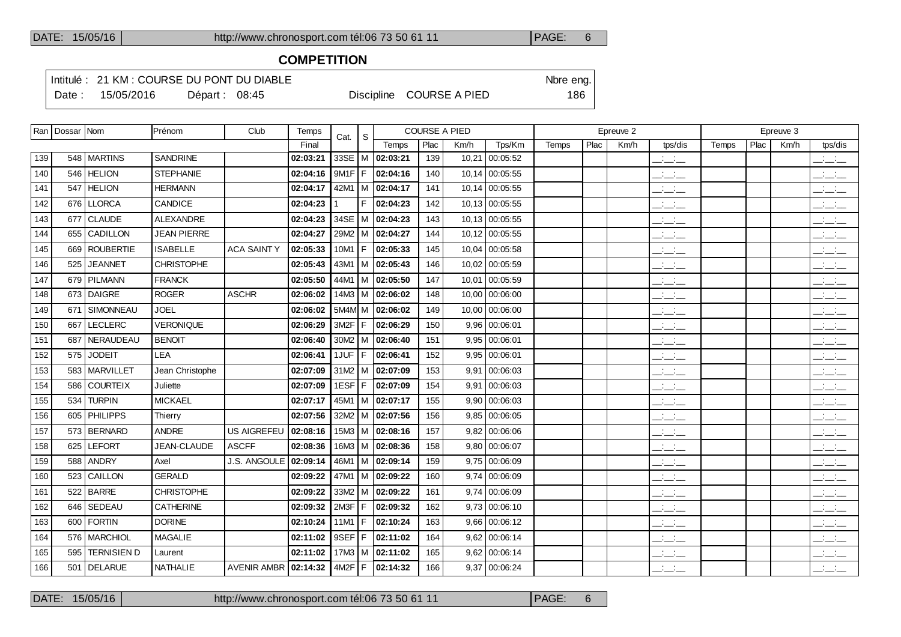## COMPETITION

Intitulé : 21 KM : COURSE DU PONT DU DIABLE — Nbre eng. 186

Date : 15/05/2016 — Départ : 08:45 — Discipline COURSE A PIED

| Ran | Dossar | Nom | Prénom | Club | Temps | Cat. | S | COURSE A PIED | | | | Epreuve 2 | | | | Epreuve 3 | | | |
|---|---|---|---|---|---|---|---|---|---|---|---|---|---|---|---|---|---|---|---|
| | | | | | Final | | | Temps | Plac | Km/h | Tps/Km | Temps | Plac | Km/h | tps/dis | Temps | Plac | Km/h | tps/dis |
| 139 | 548 | MARTINS | SANDRINE | | **02:03:21** | 33SE | M | **02:03:21** | 139 | 10,21 | 00:05:52 | | | | __:__:__ | | | | __:__:__ |
| 140 | 546 | HELION | STEPHANIE | | **02:04:16** | 9M1F | F | **02:04:16** | 140 | 10,14 | 00:05:55 | | | | __:__:__ | | | | __:__:__ |
| 141 | 547 | HELION | HERMANN | | **02:04:17** | 42M1 | M | **02:04:17** | 141 | 10,14 | 00:05:55 | | | | __:__:__ | | | | __:__:__ |
| 142 | 676 | LLORCA | CANDICE | | **02:04:23** | 1 | F | **02:04:23** | 142 | 10,13 | 00:05:55 | | | | __:__:__ | | | | __:__:__ |
| 143 | 677 | CLAUDE | ALEXANDRE | | **02:04:23** | 34SE | M | **02:04:23** | 143 | 10,13 | 00:05:55 | | | | __:__:__ | | | | __:__:__ |
| 144 | 655 | CADILLON | JEAN PIERRE | | **02:04:27** | 29M2 | M | **02:04:27** | 144 | 10,12 | 00:05:55 | | | | __:__:__ | | | | __:__:__ |
| 145 | 669 | ROUBERTIE | ISABELLE | ACA SAINT Y | **02:05:33** | 10M1 | F | **02:05:33** | 145 | 10,04 | 00:05:58 | | | | __:__:__ | | | | __:__:__ |
| 146 | 525 | JEANNET | CHRISTOPHE | | **02:05:43** | 43M1 | M | **02:05:43** | 146 | 10,02 | 00:05:59 | | | | __:__:__ | | | | __:__:__ |
| 147 | 679 | PILMANN | FRANCK | | **02:05:50** | 44M1 | M | **02:05:50** | 147 | 10,01 | 00:05:59 | | | | __:__:__ | | | | __:__:__ |
| 148 | 673 | DAIGRE | ROGER | ASCHR | **02:06:02** | 14M3 | M | **02:06:02** | 148 | 10,00 | 00:06:00 | | | | __:__:__ | | | | __:__:__ |
| 149 | 671 | SIMONNEAU | JOEL | | **02:06:02** | 5M4M | M | **02:06:02** | 149 | 10,00 | 00:06:00 | | | | __:__:__ | | | | __:__:__ |
| 150 | 667 | LECLERC | VERONIQUE | | **02:06:29** | 3M2F | F | **02:06:29** | 150 | 9,96 | 00:06:01 | | | | __:__:__ | | | | __:__:__ |
| 151 | 687 | NERAUDEAU | BENOIT | | **02:06:40** | 30M2 | M | **02:06:40** | 151 | 9,95 | 00:06:01 | | | | __:__:__ | | | | __:__:__ |
| 152 | 575 | JODEIT | LEA | | **02:06:41** | 1JUF | F | **02:06:41** | 152 | 9,95 | 00:06:01 | | | | __:__:__ | | | | __:__:__ |
| 153 | 583 | MARVILLET | Jean Christophe | | **02:07:09** | 31M2 | M | **02:07:09** | 153 | 9,91 | 00:06:03 | | | | __:__:__ | | | | __:__:__ |
| 154 | 586 | COURTEIX | Juliette | | **02:07:09** | 1ESF | F | **02:07:09** | 154 | 9,91 | 00:06:03 | | | | __:__:__ | | | | __:__:__ |
| 155 | 534 | TURPIN | MICKAEL | | **02:07:17** | 45M1 | M | **02:07:17** | 155 | 9,90 | 00:06:03 | | | | __:__:__ | | | | __:__:__ |
| 156 | 605 | PHILIPPS | Thierry | | **02:07:56** | 32M2 | M | **02:07:56** | 156 | 9,85 | 00:06:05 | | | | __:__:__ | | | | __:__:__ |
| 157 | 573 | BERNARD | ANDRE | US AIGREFEU | **02:08:16** | 15M3 | M | **02:08:16** | 157 | 9,82 | 00:06:06 | | | | __:__:__ | | | | __:__:__ |
| 158 | 625 | LEFORT | JEAN-CLAUDE | ASCFF | **02:08:36** | 16M3 | M | **02:08:36** | 158 | 9,80 | 00:06:07 | | | | __:__:__ | | | | __:__:__ |
| 159 | 588 | ANDRY | Axel | J.S. ANGOULE | **02:09:14** | 46M1 | M | **02:09:14** | 159 | 9,75 | 00:06:09 | | | | __:__:__ | | | | __:__:__ |
| 160 | 523 | CAILLON | GERALD | | **02:09:22** | 47M1 | M | **02:09:22** | 160 | 9,74 | 00:06:09 | | | | __:__:__ | | | | __:__:__ |
| 161 | 522 | BARRE | CHRISTOPHE | | **02:09:22** | 33M2 | M | **02:09:22** | 161 | 9,74 | 00:06:09 | | | | __:__:__ | | | | __:__:__ |
| 162 | 646 | SEDEAU | CATHERINE | | **02:09:32** | 2M3F | F | **02:09:32** | 162 | 9,73 | 00:06:10 | | | | __:__:__ | | | | __:__:__ |
| 163 | 600 | FORTIN | DORINE | | **02:10:24** | 11M1 | F | **02:10:24** | 163 | 9,66 | 00:06:12 | | | | __:__:__ | | | | __:__:__ |
| 164 | 576 | MARCHIOL | MAGALIE | | **02:11:02** | 9SEF | F | **02:11:02** | 164 | 9,62 | 00:06:14 | | | | __:__:__ | | | | __:__:__ |
| 165 | 595 | TERNISIEN D | Laurent | | **02:11:02** | 17M3 | M | **02:11:02** | 165 | 9,62 | 00:06:14 | | | | __:__:__ | | | | __:__:__ |
| 166 | 501 | DELARUE | NATHALIE | AVENIR AMBR | **02:14:32** | 4M2F | F | **02:14:32** | 166 | 9,37 | 00:06:24 | | | | __:__:__ | | | | __:__:__ |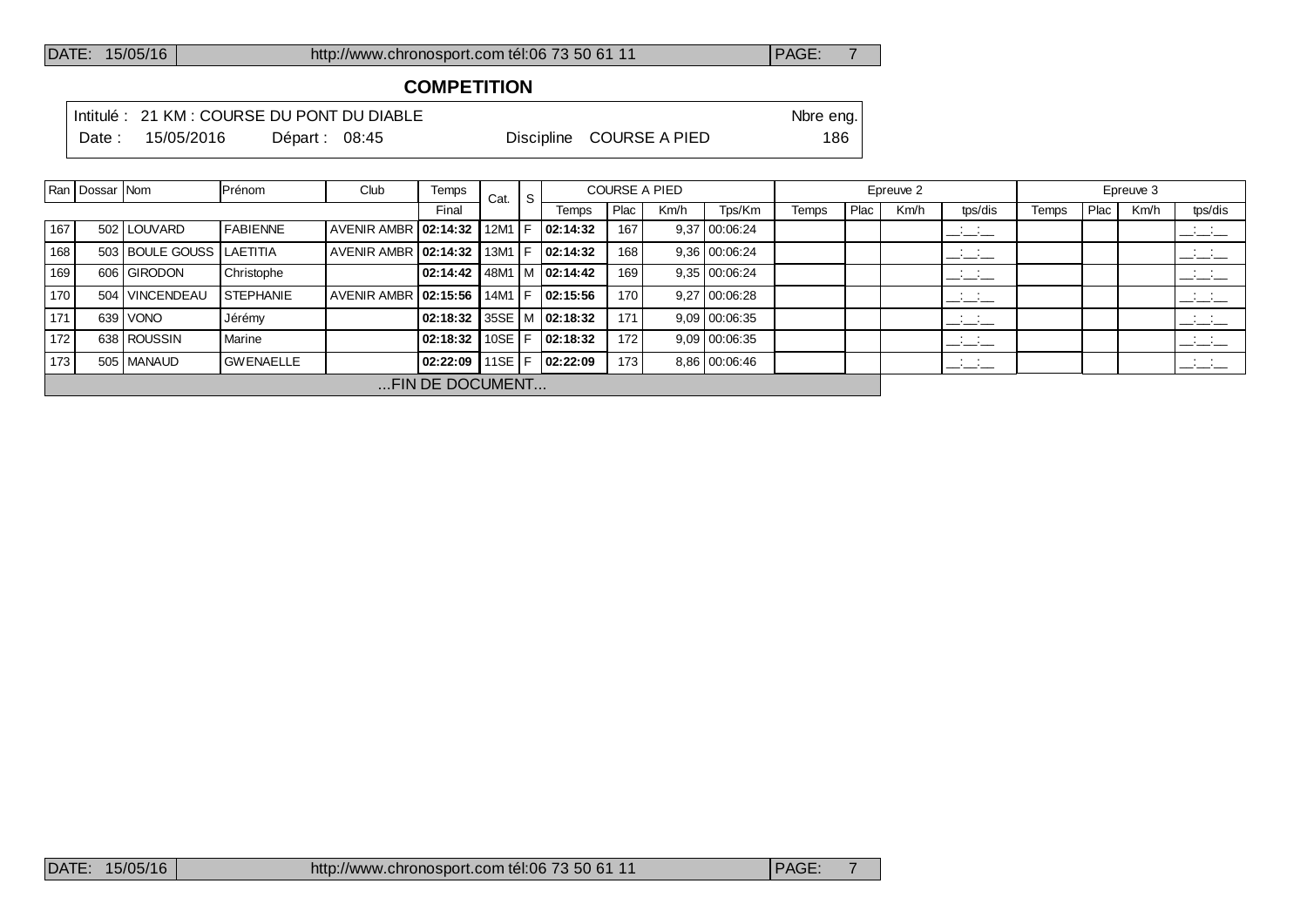## COMPETITION

Intitulé : 21 KM : COURSE DU PONT DU DIABLE — Nbre eng. 186

Date : 15/05/2016 — Départ : 08:45 — Discipline COURSE A PIED

| Ran | Dossar | Nom | Prénom | Club | Temps | Cat. | S | COURSE A PIED | | | | Epreuve 2 | | | | Epreuve 3 | | | |
|---|---|---|---|---|---|---|---|---|---|---|---|---|---|---|---|---|---|---|---|
| | | | | | Final | | | Temps | Plac | Km/h | Tps/Km | Temps | Plac | Km/h | tps/dis | Temps | Plac | Km/h | tps/dis |
| 167 | 502 | LOUVARD | FABIENNE | AVENIR AMBR | **02:14:32** | 12M1 | F | **02:14:32** | 167 | 9,37 | 00:06:24 | | | | __:__:__ | | | | __:__:__ |
| 168 | 503 | BOULE GOUSS | LAETITIA | AVENIR AMBR | **02:14:32** | 13M1 | F | **02:14:32** | 168 | 9,36 | 00:06:24 | | | | __:__:__ | | | | __:__:__ |
| 169 | 606 | GIRODON | Christophe | | **02:14:42** | 48M1 | M | **02:14:42** | 169 | 9,35 | 00:06:24 | | | | __:__:__ | | | | __:__:__ |
| 170 | 504 | VINCENDEAU | STEPHANIE | AVENIR AMBR | **02:15:56** | 14M1 | F | **02:15:56** | 170 | 9,27 | 00:06:28 | | | | __:__:__ | | | | __:__:__ |
| 171 | 639 | VONO | Jérémy | | **02:18:32** | 35SE | M | **02:18:32** | 171 | 9,09 | 00:06:35 | | | | __:__:__ | | | | __:__:__ |
| 172 | 638 | ROUSSIN | Marine | | **02:18:32** | 10SE | F | **02:18:32** | 172 | 9,09 | 00:06:35 | | | | __:__:__ | | | | __:__:__ |
| 173 | 505 | MANAUD | GWENAELLE | | **02:22:09** | 11SE | F | **02:22:09** | 173 | 8,86 | 00:06:46 | | | | __:__:__ | | | | __:__:__ |

...FIN DE DOCUMENT...